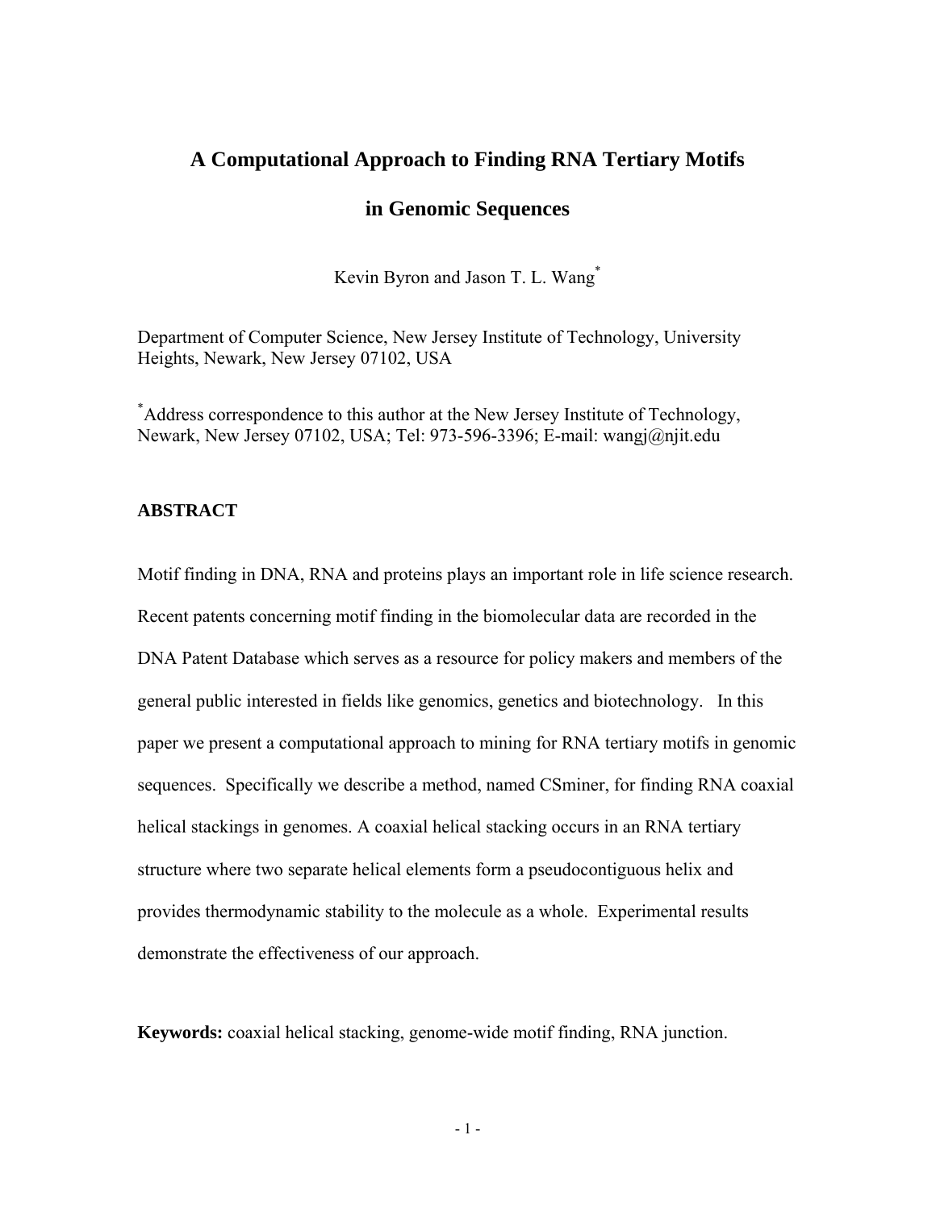# A Computational Approach to Finding RNA Tertiary Motifs in Genomic Sequences

Kevin Byron and Jason T. L. Wang[*]

Department of Computer Science, New Jersey Institute of Technology, University Heights, Newark, New Jersey 07102, USA

[*]Address correspondence to this author at the New Jersey Institute of Technology, Newark, New Jersey 07102, USA; Tel: 973-596-3396; E-mail: wangj@njit.edu

## ABSTRACT

Motif finding in DNA, RNA and proteins plays an important role in life science research. Recent patents concerning motif finding in the biomolecular data are recorded in the DNA Patent Database which serves as a resource for policy makers and members of the general public interested in fields like genomics, genetics and biotechnology. In this paper we present a computational approach to mining for RNA tertiary motifs in genomic sequences. Specifically we describe a method, named CSminer, for finding RNA coaxial helical stackings in genomes. A coaxial helical stacking occurs in an RNA tertiary structure where two separate helical elements form a pseudocontiguous helix and provides thermodynamic stability to the molecule as a whole. Experimental results demonstrate the effectiveness of our approach.

**Keywords:** coaxial helical stacking, genome-wide motif finding, RNA junction.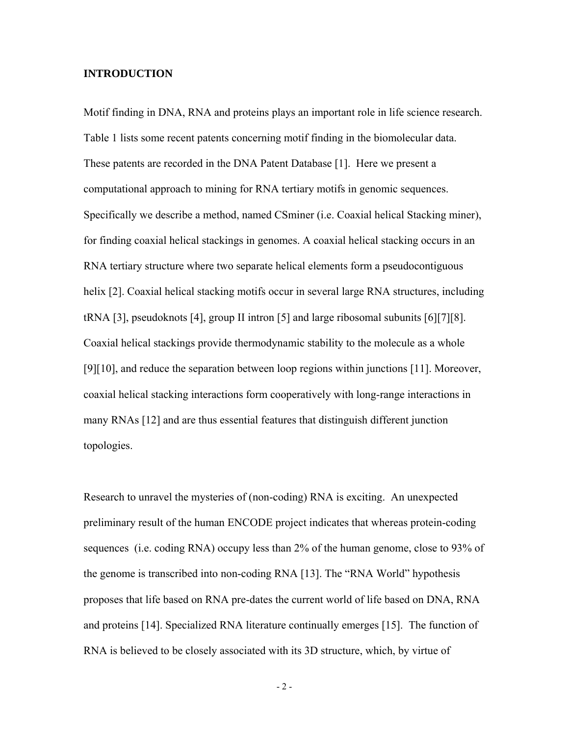## INTRODUCTION

Motif finding in DNA, RNA and proteins plays an important role in life science research. Table 1 lists some recent patents concerning motif finding in the biomolecular data. These patents are recorded in the DNA Patent Database [1]. Here we present a computational approach to mining for RNA tertiary motifs in genomic sequences. Specifically we describe a method, named CSminer (i.e. Coaxial helical Stacking miner), for finding coaxial helical stackings in genomes. A coaxial helical stacking occurs in an RNA tertiary structure where two separate helical elements form a pseudocontiguous helix [2]. Coaxial helical stacking motifs occur in several large RNA structures, including tRNA [3], pseudoknots [4], group II intron [5] and large ribosomal subunits [6][7][8]. Coaxial helical stackings provide thermodynamic stability to the molecule as a whole [9][10], and reduce the separation between loop regions within junctions [11]. Moreover, coaxial helical stacking interactions form cooperatively with long-range interactions in many RNAs [12] and are thus essential features that distinguish different junction topologies.

Research to unravel the mysteries of (non-coding) RNA is exciting. An unexpected preliminary result of the human ENCODE project indicates that whereas protein-coding sequences (i.e. coding RNA) occupy less than 2% of the human genome, close to 93% of the genome is transcribed into non-coding RNA [13]. The "RNA World" hypothesis proposes that life based on RNA pre-dates the current world of life based on DNA, RNA and proteins [14]. Specialized RNA literature continually emerges [15]. The function of RNA is believed to be closely associated with its 3D structure, which, by virtue of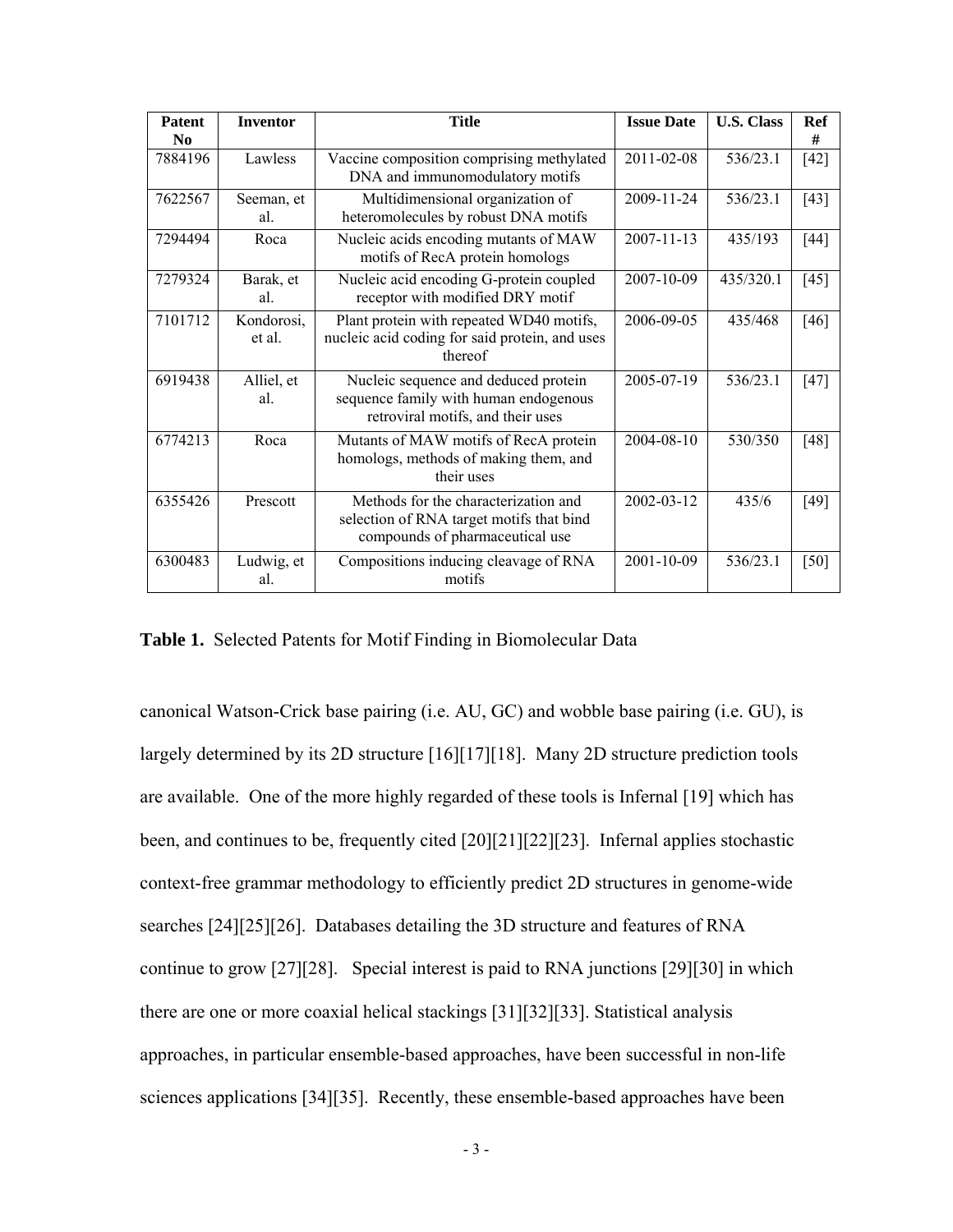| Patent No | Inventor | Title | Issue Date | U.S. Class | Ref # |
|---|---|---|---|---|---|
| 7884196 | Lawless | Vaccine composition comprising methylated DNA and immunomodulatory motifs | 2011-02-08 | 536/23.1 | [42] |
| 7622567 | Seeman, et al. | Multidimensional organization of heteromolecules by robust DNA motifs | 2009-11-24 | 536/23.1 | [43] |
| 7294494 | Roca | Nucleic acids encoding mutants of MAW motifs of RecA protein homologs | 2007-11-13 | 435/193 | [44] |
| 7279324 | Barak, et al. | Nucleic acid encoding G-protein coupled receptor with modified DRY motif | 2007-10-09 | 435/320.1 | [45] |
| 7101712 | Kondorosi, et al. | Plant protein with repeated WD40 motifs, nucleic acid coding for said protein, and uses thereof | 2006-09-05 | 435/468 | [46] |
| 6919438 | Alliel, et al. | Nucleic sequence and deduced protein sequence family with human endogenous retroviral motifs, and their uses | 2005-07-19 | 536/23.1 | [47] |
| 6774213 | Roca | Mutants of MAW motifs of RecA protein homologs, methods of making them, and their uses | 2004-08-10 | 530/350 | [48] |
| 6355426 | Prescott | Methods for the characterization and selection of RNA target motifs that bind compounds of pharmaceutical use | 2002-03-12 | 435/6 | [49] |
| 6300483 | Ludwig, et al. | Compositions inducing cleavage of RNA motifs | 2001-10-09 | 536/23.1 | [50] |

**Table 1.** Selected Patents for Motif Finding in Biomolecular Data

canonical Watson-Crick base pairing (i.e. AU, GC) and wobble base pairing (i.e. GU), is largely determined by its 2D structure [16][17][18]. Many 2D structure prediction tools are available. One of the more highly regarded of these tools is Infernal [19] which has been, and continues to be, frequently cited [20][21][22][23]. Infernal applies stochastic context-free grammar methodology to efficiently predict 2D structures in genome-wide searches [24][25][26]. Databases detailing the 3D structure and features of RNA continue to grow [27][28]. Special interest is paid to RNA junctions [29][30] in which there are one or more coaxial helical stackings [31][32][33]. Statistical analysis approaches, in particular ensemble-based approaches, have been successful in non-life sciences applications [34][35]. Recently, these ensemble-based approaches have been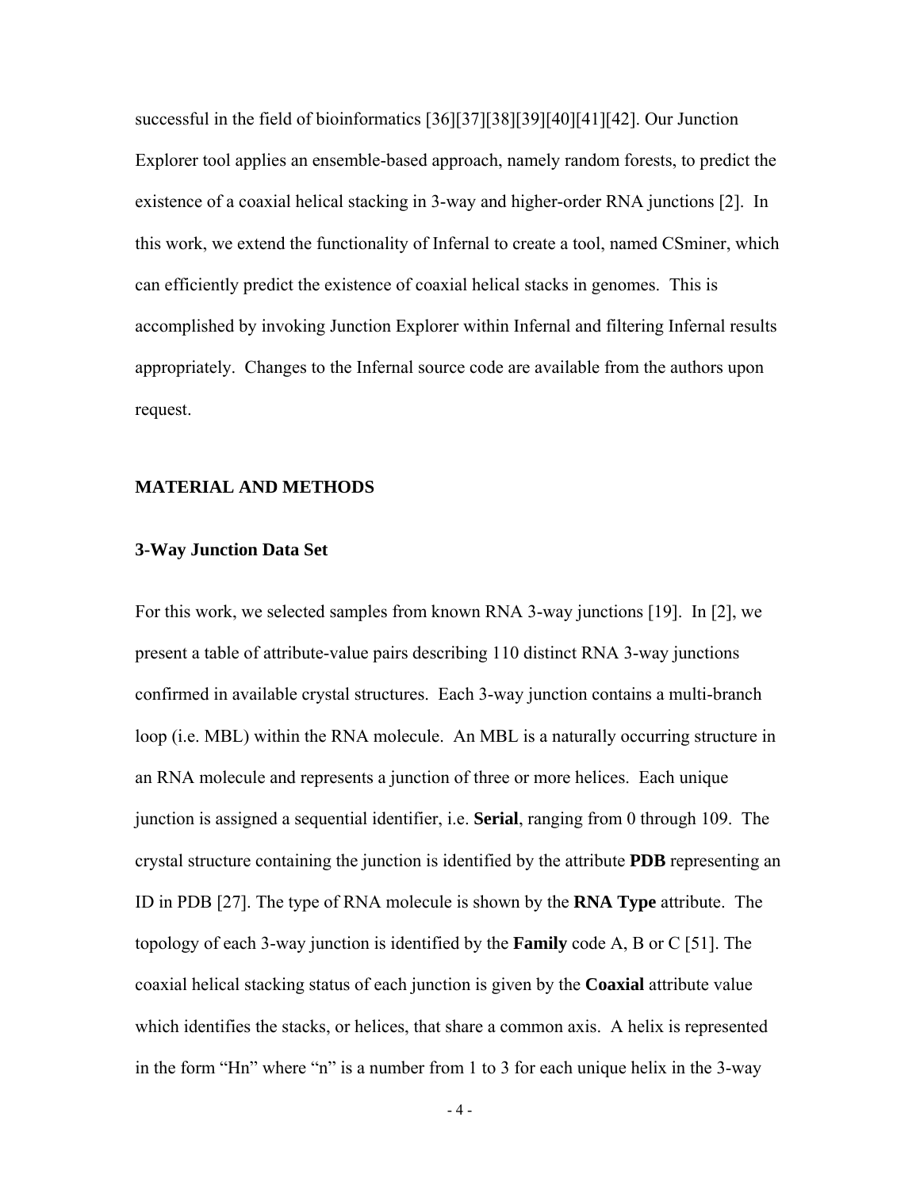successful in the field of bioinformatics [36][37][38][39][40][41][42]. Our Junction Explorer tool applies an ensemble-based approach, namely random forests, to predict the existence of a coaxial helical stacking in 3-way and higher-order RNA junctions [2]. In this work, we extend the functionality of Infernal to create a tool, named CSminer, which can efficiently predict the existence of coaxial helical stacks in genomes. This is accomplished by invoking Junction Explorer within Infernal and filtering Infernal results appropriately. Changes to the Infernal source code are available from the authors upon request.

## MATERIAL AND METHODS

### 3-Way Junction Data Set

For this work, we selected samples from known RNA 3-way junctions [19]. In [2], we present a table of attribute-value pairs describing 110 distinct RNA 3-way junctions confirmed in available crystal structures. Each 3-way junction contains a multi-branch loop (i.e. MBL) within the RNA molecule. An MBL is a naturally occurring structure in an RNA molecule and represents a junction of three or more helices. Each unique junction is assigned a sequential identifier, i.e. **Serial**, ranging from 0 through 109. The crystal structure containing the junction is identified by the attribute **PDB** representing an ID in PDB [27]. The type of RNA molecule is shown by the **RNA Type** attribute. The topology of each 3-way junction is identified by the **Family** code A, B or C [51]. The coaxial helical stacking status of each junction is given by the **Coaxial** attribute value which identifies the stacks, or helices, that share a common axis. A helix is represented in the form "Hn" where "n" is a number from 1 to 3 for each unique helix in the 3-way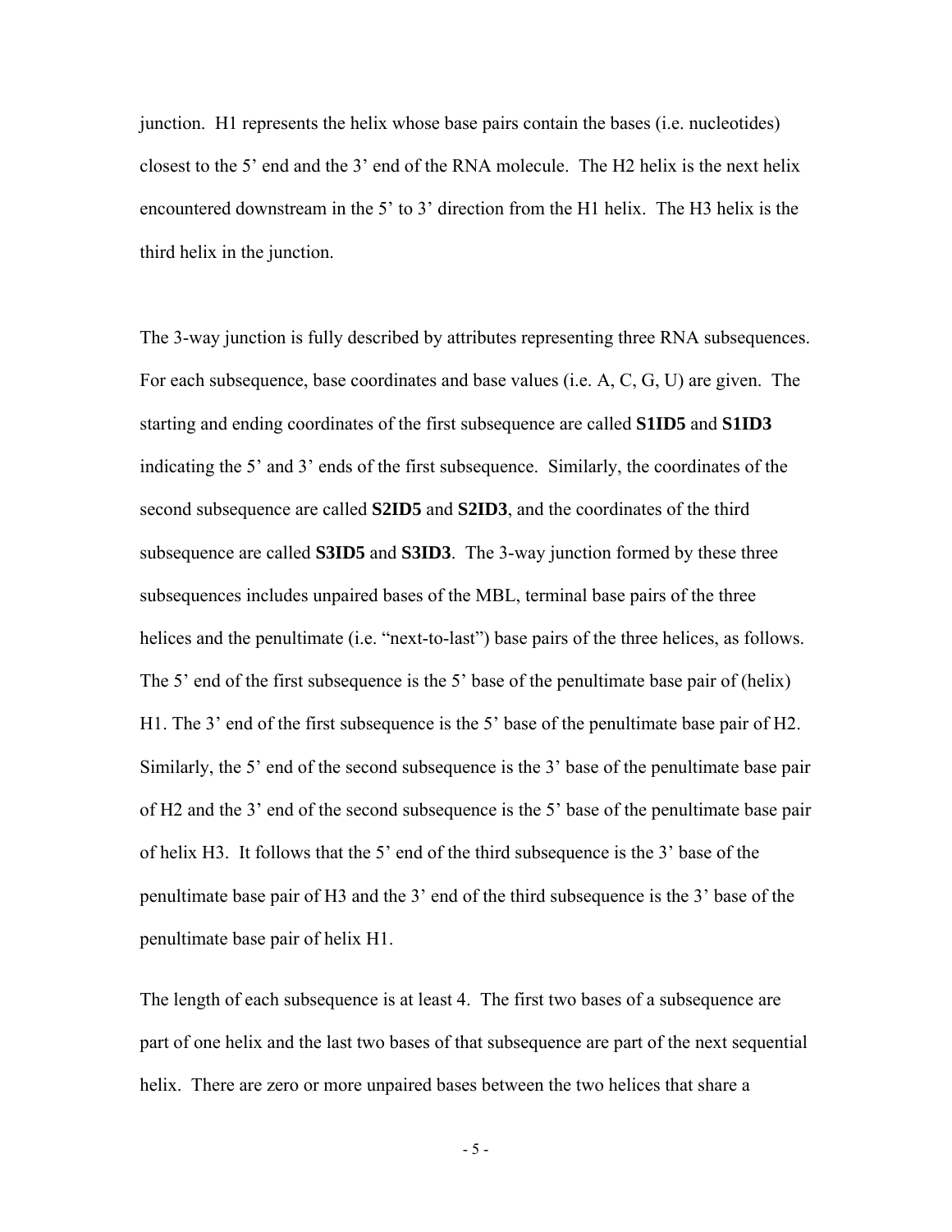junction. H1 represents the helix whose base pairs contain the bases (i.e. nucleotides) closest to the 5' end and the 3' end of the RNA molecule. The H2 helix is the next helix encountered downstream in the 5' to 3' direction from the H1 helix. The H3 helix is the third helix in the junction.

The 3-way junction is fully described by attributes representing three RNA subsequences. For each subsequence, base coordinates and base values (i.e. A, C, G, U) are given. The starting and ending coordinates of the first subsequence are called **S1ID5** and **S1ID3** indicating the 5' and 3' ends of the first subsequence. Similarly, the coordinates of the second subsequence are called **S2ID5** and **S2ID3**, and the coordinates of the third subsequence are called **S3ID5** and **S3ID3**. The 3-way junction formed by these three subsequences includes unpaired bases of the MBL, terminal base pairs of the three helices and the penultimate (i.e. "next-to-last") base pairs of the three helices, as follows. The 5' end of the first subsequence is the 5' base of the penultimate base pair of (helix) H1. The 3' end of the first subsequence is the 5' base of the penultimate base pair of H2. Similarly, the 5' end of the second subsequence is the 3' base of the penultimate base pair of H2 and the 3' end of the second subsequence is the 5' base of the penultimate base pair of helix H3. It follows that the 5' end of the third subsequence is the 3' base of the penultimate base pair of H3 and the 3' end of the third subsequence is the 3' base of the penultimate base pair of helix H1.

The length of each subsequence is at least 4. The first two bases of a subsequence are part of one helix and the last two bases of that subsequence are part of the next sequential helix. There are zero or more unpaired bases between the two helices that share a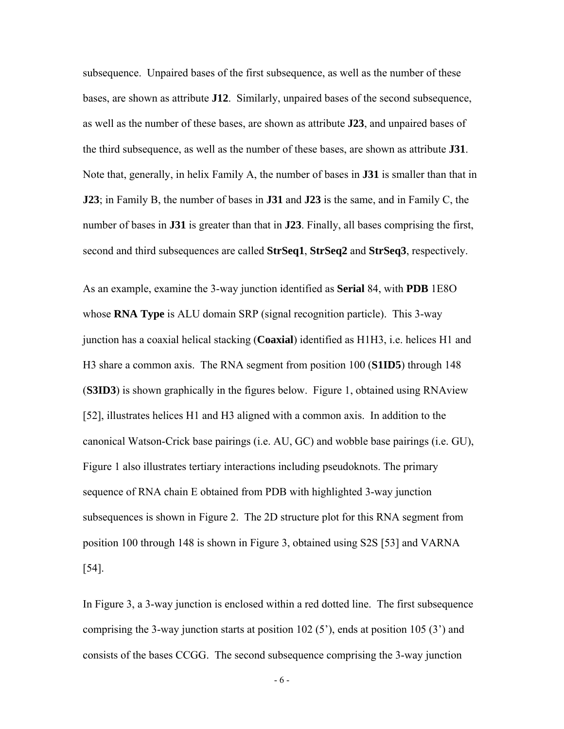subsequence. Unpaired bases of the first subsequence, as well as the number of these bases, are shown as attribute **J12**. Similarly, unpaired bases of the second subsequence, as well as the number of these bases, are shown as attribute **J23**, and unpaired bases of the third subsequence, as well as the number of these bases, are shown as attribute **J31**. Note that, generally, in helix Family A, the number of bases in **J31** is smaller than that in **J23**; in Family B, the number of bases in **J31** and **J23** is the same, and in Family C, the number of bases in **J31** is greater than that in **J23**. Finally, all bases comprising the first, second and third subsequences are called **StrSeq1**, **StrSeq2** and **StrSeq3**, respectively.

As an example, examine the 3-way junction identified as **Serial** 84, with **PDB** 1E8O whose **RNA Type** is ALU domain SRP (signal recognition particle). This 3-way junction has a coaxial helical stacking (**Coaxial**) identified as H1H3, i.e. helices H1 and H3 share a common axis. The RNA segment from position 100 (**S1ID5**) through 148 (**S3ID3**) is shown graphically in the figures below. Figure 1, obtained using RNAview [52], illustrates helices H1 and H3 aligned with a common axis. In addition to the canonical Watson-Crick base pairings (i.e. AU, GC) and wobble base pairings (i.e. GU), Figure 1 also illustrates tertiary interactions including pseudoknots. The primary sequence of RNA chain E obtained from PDB with highlighted 3-way junction subsequences is shown in Figure 2. The 2D structure plot for this RNA segment from position 100 through 148 is shown in Figure 3, obtained using S2S [53] and VARNA [54].

In Figure 3, a 3-way junction is enclosed within a red dotted line. The first subsequence comprising the 3-way junction starts at position 102 (5'), ends at position 105 (3') and consists of the bases CCGG. The second subsequence comprising the 3-way junction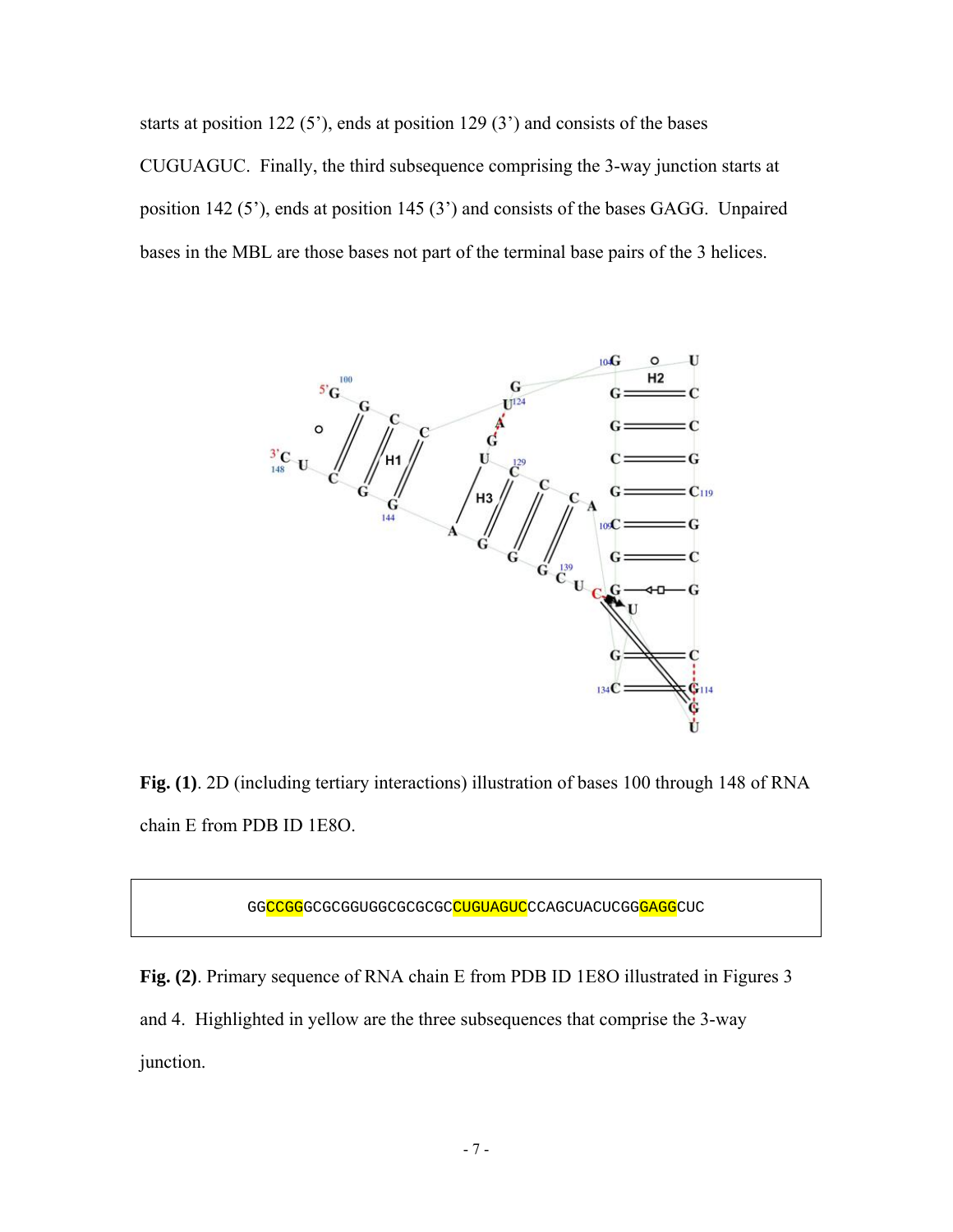starts at position 122 (5'), ends at position 129 (3') and consists of the bases CUGUAGUC. Finally, the third subsequence comprising the 3-way junction starts at position 142 (5'), ends at position 145 (3') and consists of the bases GAGG. Unpaired bases in the MBL are those bases not part of the terminal base pairs of the 3 helices.

**Fig. (1)**. 2D (including tertiary interactions) illustration of bases 100 through 148 of RNA chain E from PDB ID 1E8O.

GGCCGGGCGCGGUGGCGCGCGCCUGUAGUCCCAGCUACUCGGGAGGCUC

**Fig. (2)**. Primary sequence of RNA chain E from PDB ID 1E8O illustrated in Figures 3 and 4. Highlighted in yellow are the three subsequences that comprise the 3-way junction.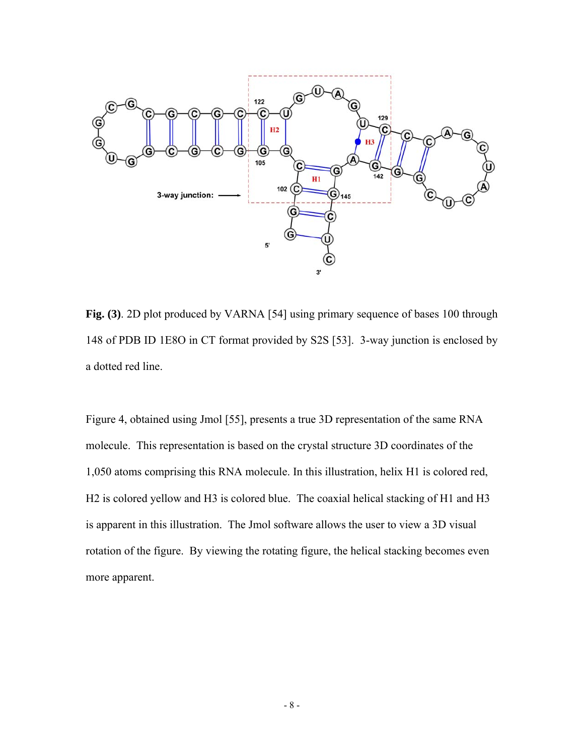**Fig. (3)**. 2D plot produced by VARNA [54] using primary sequence of bases 100 through 148 of PDB ID 1E8O in CT format provided by S2S [53]. 3-way junction is enclosed by a dotted red line.

Figure 4, obtained using Jmol [55], presents a true 3D representation of the same RNA molecule. This representation is based on the crystal structure 3D coordinates of the 1,050 atoms comprising this RNA molecule. In this illustration, helix H1 is colored red, H2 is colored yellow and H3 is colored blue. The coaxial helical stacking of H1 and H3 is apparent in this illustration. The Jmol software allows the user to view a 3D visual rotation of the figure. By viewing the rotating figure, the helical stacking becomes even more apparent.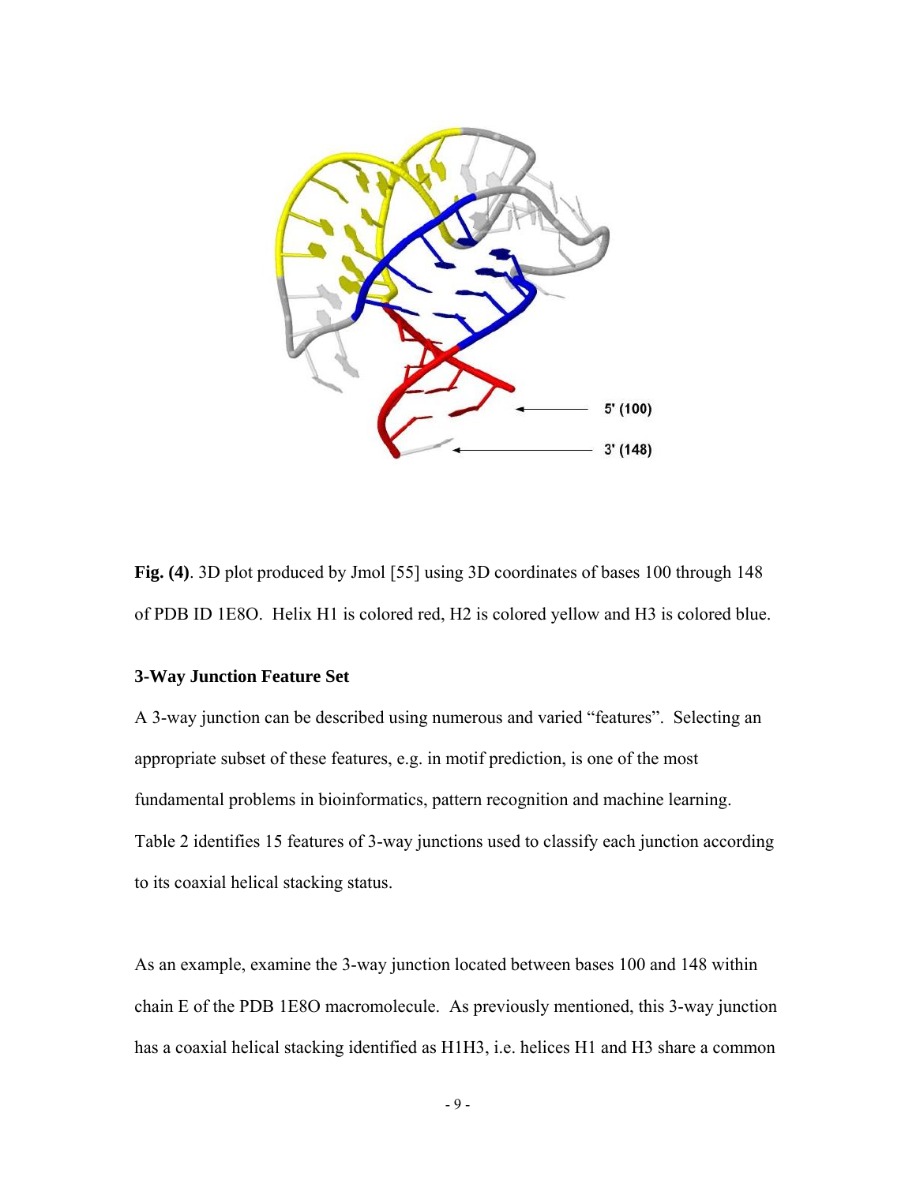**Fig. (4)**. 3D plot produced by Jmol [55] using 3D coordinates of bases 100 through 148 of PDB ID 1E8O. Helix H1 is colored red, H2 is colored yellow and H3 is colored blue.

### 3-Way Junction Feature Set

A 3-way junction can be described using numerous and varied "features". Selecting an appropriate subset of these features, e.g. in motif prediction, is one of the most fundamental problems in bioinformatics, pattern recognition and machine learning. Table 2 identifies 15 features of 3-way junctions used to classify each junction according to its coaxial helical stacking status.

As an example, examine the 3-way junction located between bases 100 and 148 within chain E of the PDB 1E8O macromolecule. As previously mentioned, this 3-way junction has a coaxial helical stacking identified as H1H3, i.e. helices H1 and H3 share a common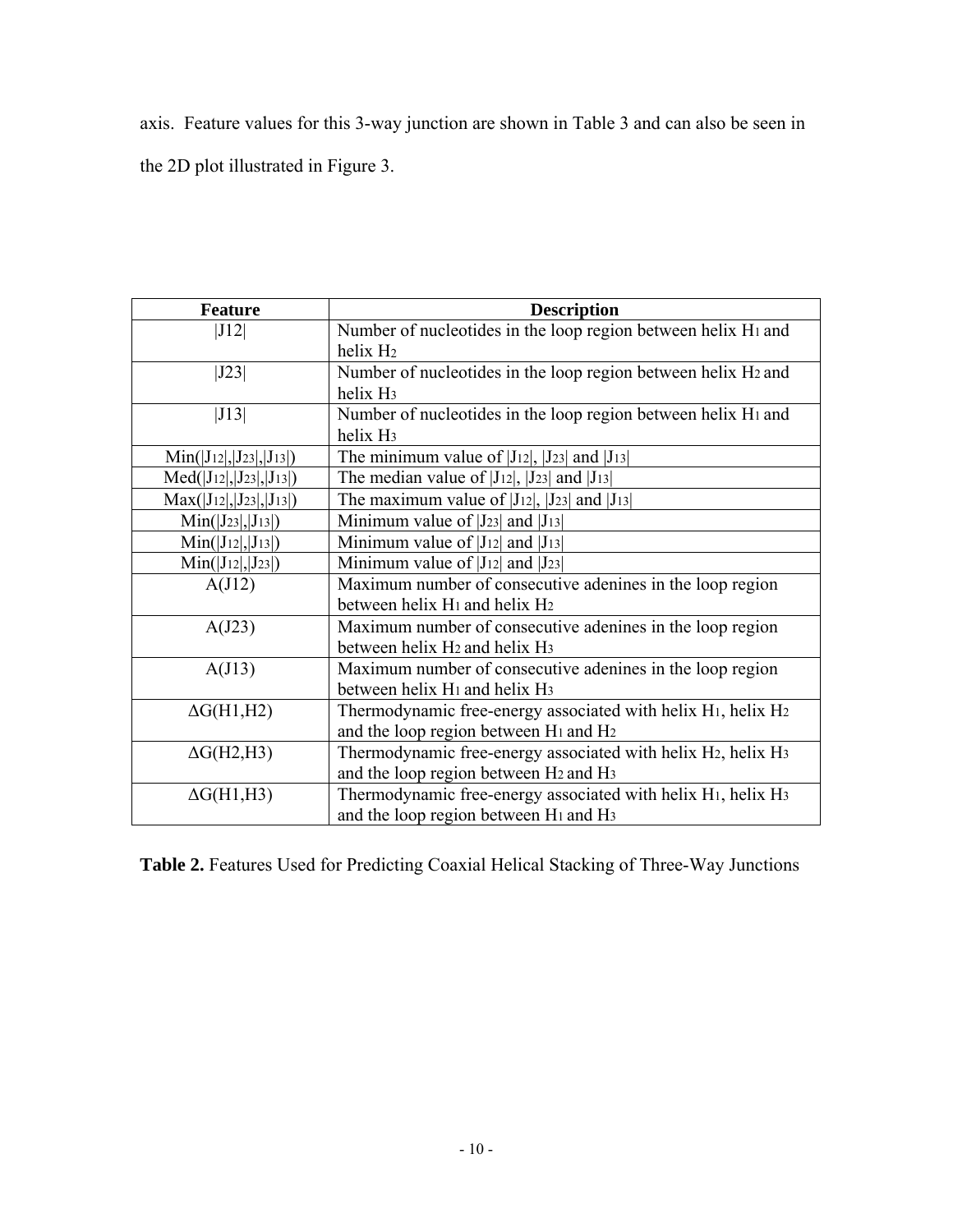axis. Feature values for this 3-way junction are shown in Table 3 and can also be seen in the 2D plot illustrated in Figure 3.

| Feature | Description |
| --- | --- |
| $\|J12\|$ | Number of nucleotides in the loop region between helix $H_1$ and helix $H_2$ |
| $\|J23\|$ | Number of nucleotides in the loop region between helix $H_2$ and helix $H_3$ |
| $\|J13\|$ | Number of nucleotides in the loop region between helix $H_1$ and helix $H_3$ |
| $Min(\|J_{12}\|,\|J_{23}\|,\|J_{13}\|)$ | The minimum value of $\|J_{12}\|$, $\|J_{23}\|$ and $\|J_{13}\|$ |
| $Med(\|J_{12}\|,\|J_{23}\|,\|J_{13}\|)$ | The median value of $\|J_{12}\|$, $\|J_{23}\|$ and $\|J_{13}\|$ |
| $Max(\|J_{12}\|,\|J_{23}\|,\|J_{13}\|)$ | The maximum value of $\|J_{12}\|$, $\|J_{23}\|$ and $\|J_{13}\|$ |
| $Min(\|J_{23}\|,\|J_{13}\|)$ | Minimum value of $\|J_{23}\|$ and $\|J_{13}\|$ |
| $Min(\|J_{12}\|,\|J_{13}\|)$ | Minimum value of $\|J_{12}\|$ and $\|J_{13}\|$ |
| $Min(\|J_{12}\|,\|J_{23}\|)$ | Minimum value of $\|J_{12}\|$ and $\|J_{23}\|$ |
| A(J12) | Maximum number of consecutive adenines in the loop region between helix $H_1$ and helix $H_2$ |
| A(J23) | Maximum number of consecutive adenines in the loop region between helix $H_2$ and helix $H_3$ |
| A(J13) | Maximum number of consecutive adenines in the loop region between helix $H_1$ and helix $H_3$ |
| $\Delta G(H1,H2)$ | Thermodynamic free-energy associated with helix $H_1$, helix $H_2$ and the loop region between $H_1$ and $H_2$ |
| $\Delta G(H2,H3)$ | Thermodynamic free-energy associated with helix $H_2$, helix $H_3$ and the loop region between $H_2$ and $H_3$ |
| $\Delta G(H1,H3)$ | Thermodynamic free-energy associated with helix $H_1$, helix $H_3$ and the loop region between $H_1$ and $H_3$ |

**Table 2.** Features Used for Predicting Coaxial Helical Stacking of Three-Way Junctions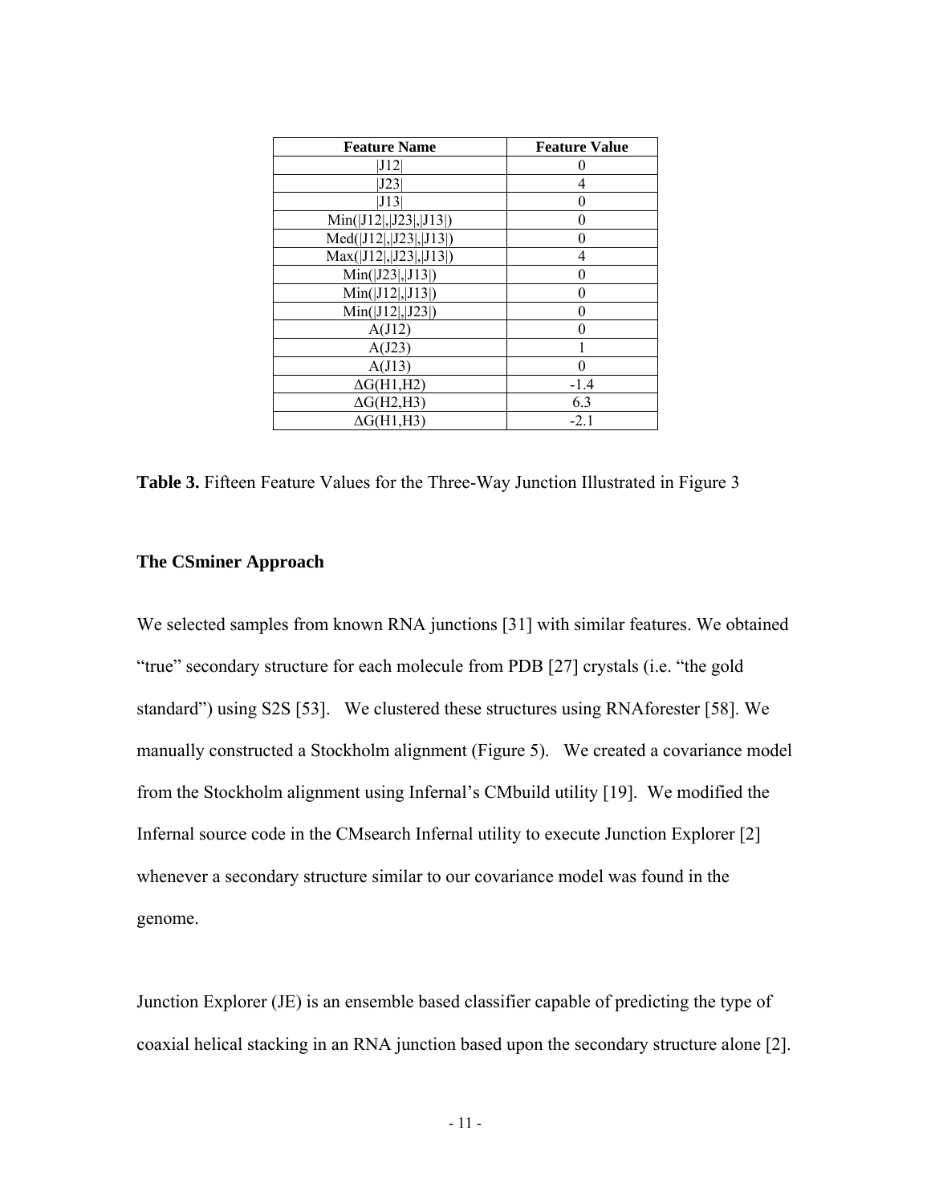| Feature Name | Feature Value |
|---|---|
| $\|J12\|$ | 0 |
| $\|J23\|$ | 4 |
| $\|J13\|$ | 0 |
| $Min(\|J12\|,\|J23\|,\|J13\|)$ | 0 |
| $Med(\|J12\|,\|J23\|,\|J13\|)$ | 0 |
| $Max(\|J12\|,\|J23\|,\|J13\|)$ | 4 |
| $Min(\|J23\|,\|J13\|)$ | 0 |
| $Min(\|J12\|,\|J13\|)$ | 0 |
| $Min(\|J12\|,\|J23\|)$ | 0 |
| $A(J12)$ | 0 |
| $A(J23)$ | 1 |
| $A(J13)$ | 0 |
| $\Delta G(H1,H2)$ | -1.4 |
| $\Delta G(H2,H3)$ | 6.3 |
| $\Delta G(H1,H3)$ | -2.1 |

**Table 3.** Fifteen Feature Values for the Three-Way Junction Illustrated in Figure 3

### The CSminer Approach

We selected samples from known RNA junctions [31] with similar features. We obtained "true" secondary structure for each molecule from PDB [27] crystals (i.e. "the gold standard") using S2S [53]. We clustered these structures using RNAforester [58]. We manually constructed a Stockholm alignment (Figure 5). We created a covariance model from the Stockholm alignment using Infernal's CMbuild utility [19]. We modified the Infernal source code in the CMsearch Infernal utility to execute Junction Explorer [2] whenever a secondary structure similar to our covariance model was found in the genome.

Junction Explorer (JE) is an ensemble based classifier capable of predicting the type of coaxial helical stacking in an RNA junction based upon the secondary structure alone [2].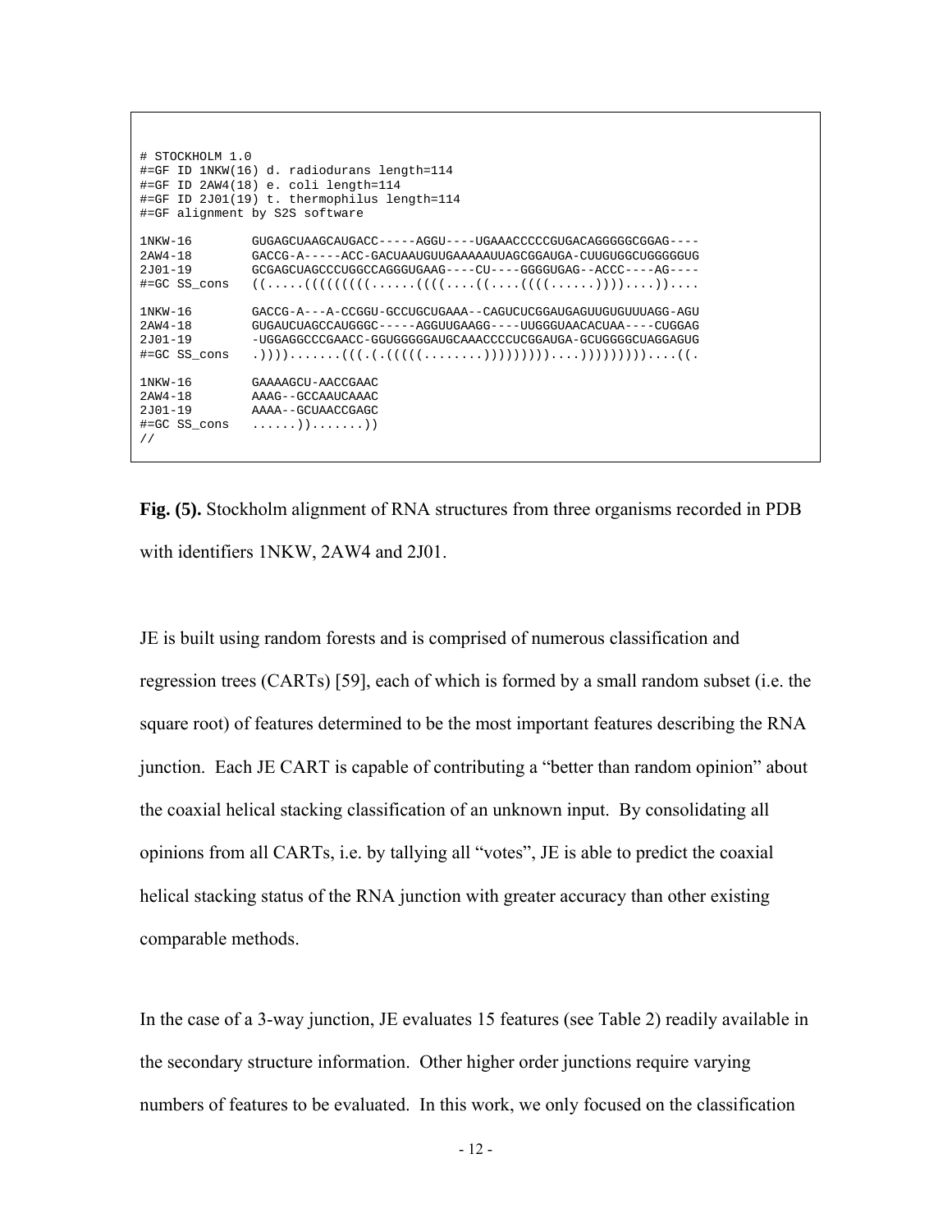```
# STOCKHOLM 1.0
#=GF ID 1NKW(16) d. radiodurans length=114
#=GF ID 2AW4(18) e. coli length=114
#=GF ID 2J01(19) t. thermophilus length=114
#=GF alignment by S2S software

1NKW-16        GUGAGCUAAGCAUGACC-----AGGU----UGAAACCCCGUGACAGGGGGCGGAG----
2AW4-18        GACCG-A-----ACC-GACUAAUGUUGAAAAAUUAGCGGAUGA-CUUGUGGCUGGGGGUG
2J01-19        GCGAGCUAGCCCUGGCCAGGGUGAAG----CU----GGGGUGAG--ACCC----AG----
#=GC SS_cons   ((.....((((((((......((((....((....((((......))))....))....

1NKW-16        GACCG-A---A-CCGGU-GCCUGCUGAAA--CAGUCUCGGAUGAGUUGUGUUUAGG-AGU
2AW4-18        GUGAUCUAGCCAUGGGC-----AGGUUGAAGG----UUGGGUAACACUAA----CUGGAG
2J01-19        -UGGAGGCCCGAACC-GGUGGGGGAUGCAAACCCCUCGGAUGA-GCUGGGGCUAGGAGUG
#=GC SS_cons   .))))........(((.(.(.((((((........)))))))))....)))))))))....((.

1NKW-16        GAAAAGCU-AACCGAAC
2AW4-18        AAAG--GCCAAUCAAAC
2J01-19        AAAA--GCUAACCGAGC
#=GC SS_cons   ......))........))
//
```

**Fig. (5).** Stockholm alignment of RNA structures from three organisms recorded in PDB with identifiers 1NKW, 2AW4 and 2J01.

JE is built using random forests and is comprised of numerous classification and regression trees (CARTs) [59], each of which is formed by a small random subset (i.e. the square root) of features determined to be the most important features describing the RNA junction. Each JE CART is capable of contributing a "better than random opinion" about the coaxial helical stacking classification of an unknown input. By consolidating all opinions from all CARTs, i.e. by tallying all "votes", JE is able to predict the coaxial helical stacking status of the RNA junction with greater accuracy than other existing comparable methods.

In the case of a 3-way junction, JE evaluates 15 features (see Table 2) readily available in the secondary structure information. Other higher order junctions require varying numbers of features to be evaluated. In this work, we only focused on the classification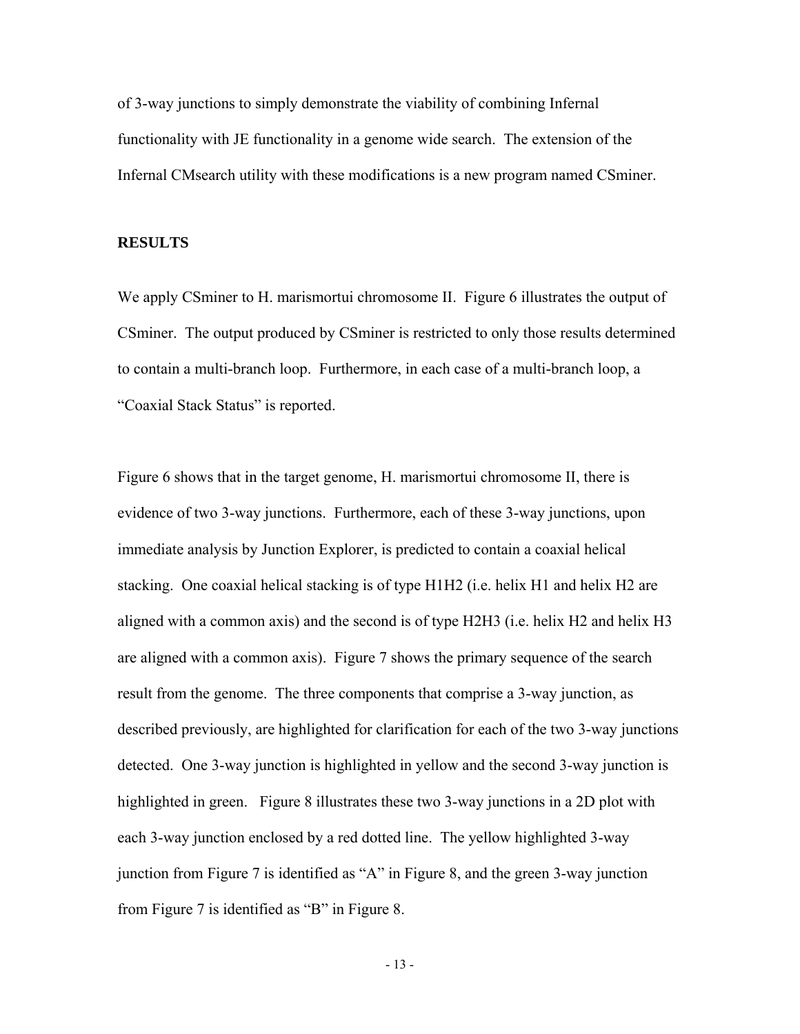of 3-way junctions to simply demonstrate the viability of combining Infernal functionality with JE functionality in a genome wide search. The extension of the Infernal CMsearch utility with these modifications is a new program named CSminer.

## RESULTS

We apply CSminer to H. marismortui chromosome II. Figure 6 illustrates the output of CSminer. The output produced by CSminer is restricted to only those results determined to contain a multi-branch loop. Furthermore, in each case of a multi-branch loop, a "Coaxial Stack Status" is reported.

Figure 6 shows that in the target genome, H. marismortui chromosome II, there is evidence of two 3-way junctions. Furthermore, each of these 3-way junctions, upon immediate analysis by Junction Explorer, is predicted to contain a coaxial helical stacking. One coaxial helical stacking is of type H1H2 (i.e. helix H1 and helix H2 are aligned with a common axis) and the second is of type H2H3 (i.e. helix H2 and helix H3 are aligned with a common axis). Figure 7 shows the primary sequence of the search result from the genome. The three components that comprise a 3-way junction, as described previously, are highlighted for clarification for each of the two 3-way junctions detected. One 3-way junction is highlighted in yellow and the second 3-way junction is highlighted in green. Figure 8 illustrates these two 3-way junctions in a 2D plot with each 3-way junction enclosed by a red dotted line. The yellow highlighted 3-way junction from Figure 7 is identified as "A" in Figure 8, and the green 3-way junction from Figure 7 is identified as "B" in Figure 8.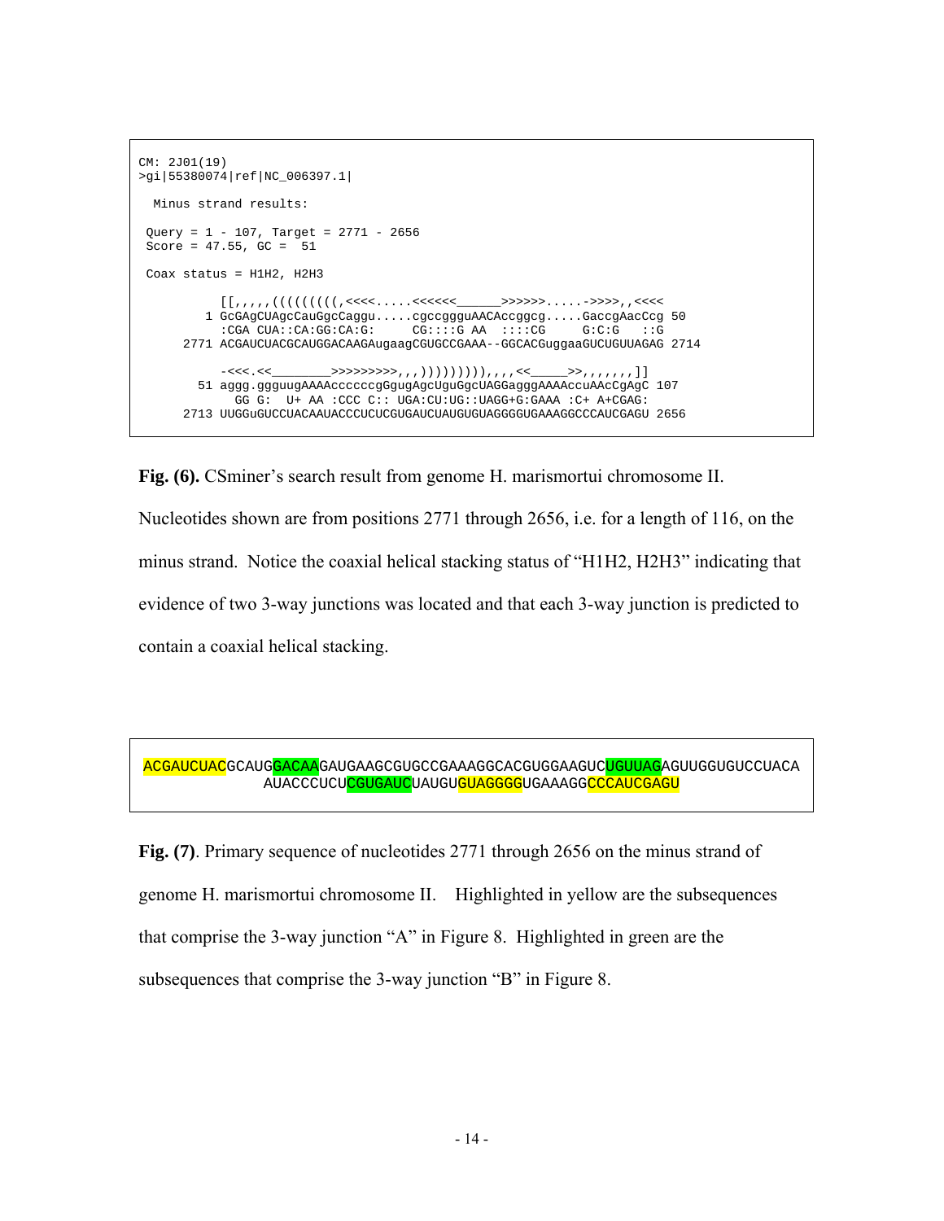```
CM: 2J01(19)
>gi|55380074|ref|NC_006397.1|

  Minus strand results:

 Query = 1 - 107, Target = 2771 - 2656
 Score = 47.55, GC =  51

 Coax status = H1H2, H2H3

           [[,,,,,(((((((((,<<<<.....<<<<<<______>>>>>>.....->>>>,,<<<<
         1 GcGAgCUAgcCauGgcCaggu.....cgccggguAACAccggcg.....GaccgAacCcg 50
           :CGA CUA::CA:GG:CA:G:     CG::::G AA  ::::CG     G:C:G   ::G
      2771 ACGAUCUACGCAUGGACAAGAugaagCGUGCCGAAA--GGCACGuggaaGUCUGUUAGAG 2714

           -<<<.<<_________>>>>>>>>>,,,)))))))))),,,,<<_____>>,,,,,,,]]
        51 aggg.ggguugAAAAccccccgGgugAgcUguGgcUAGGagggAAAAccuAACcGAgC 107
             GG G:  U+ AA :CCC C:: UGA:CU:UG::UAGG+G:GAAA :C+ A+CGAG:
      2713 UUGGuGUCCUACAAUACCCUCUCGUGAUCUAUGUGUAGGGGUGAAAGGCCCAUCGAGU 2656
```

**Fig. (6).** CSminer's search result from genome H. marismortui chromosome II. Nucleotides shown are from positions 2771 through 2656, i.e. for a length of 116, on the minus strand. Notice the coaxial helical stacking status of "H1H2, H2H3" indicating that evidence of two 3-way junctions was located and that each 3-way junction is predicted to contain a coaxial helical stacking.

```
ACGAUCUACGCAUGGACAAGAUGAAGCGUGCCGAAAGGCACGUGGAAGUCUGUUAGAGUUGGUGUCCUACA
AUACCCUCUCGUGAUCUAUGUGUAGGGGUGAAAGGCCCAUCGAGU
```

**Fig. (7)**. Primary sequence of nucleotides 2771 through 2656 on the minus strand of genome H. marismortui chromosome II. Highlighted in yellow are the subsequences that comprise the 3-way junction "A" in Figure 8. Highlighted in green are the subsequences that comprise the 3-way junction "B" in Figure 8.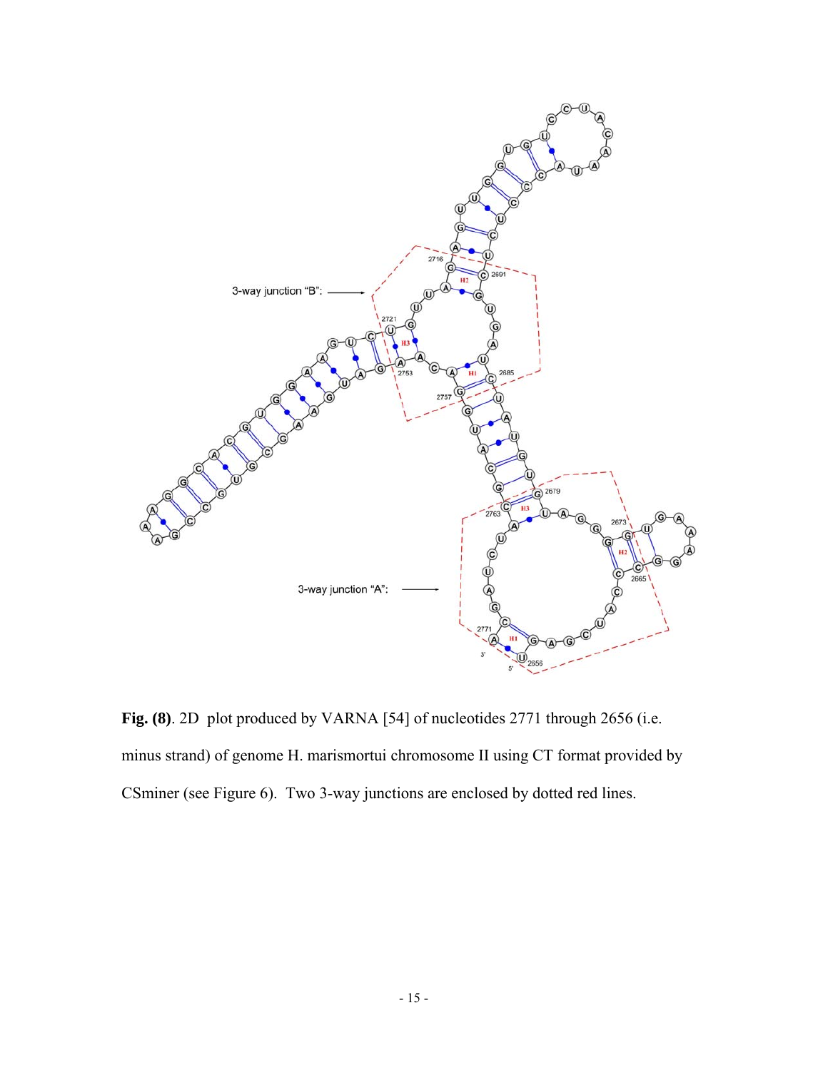**Fig. (8)**. 2D plot produced by VARNA [54] of nucleotides 2771 through 2656 (i.e. minus strand) of genome H. marismortui chromosome II using CT format provided by CSminer (see Figure 6). Two 3-way junctions are enclosed by dotted red lines.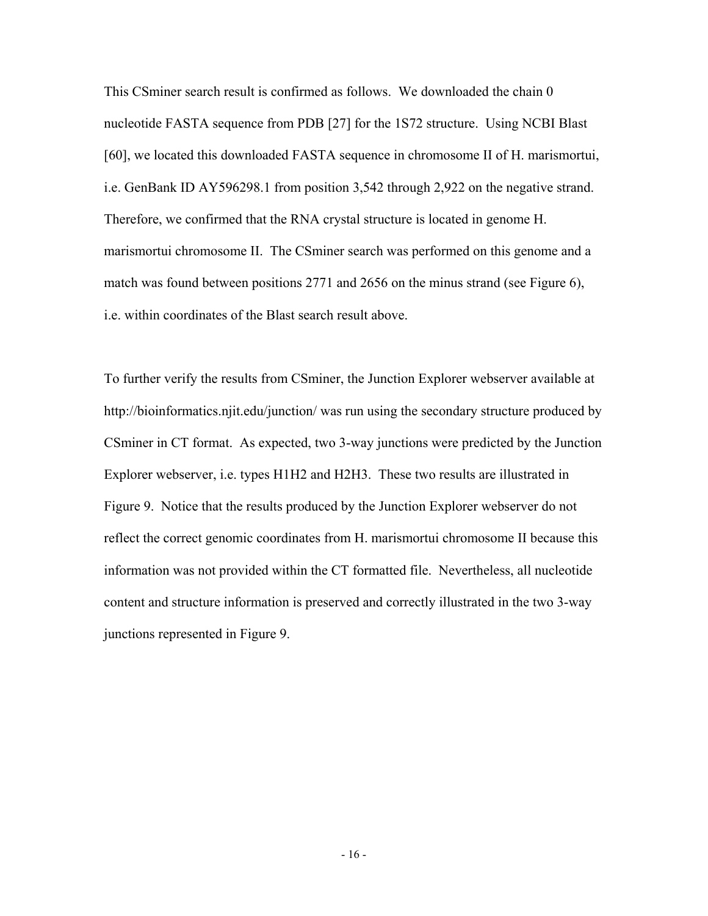This CSminer search result is confirmed as follows. We downloaded the chain 0 nucleotide FASTA sequence from PDB [27] for the 1S72 structure. Using NCBI Blast [60], we located this downloaded FASTA sequence in chromosome II of H. marismortui, i.e. GenBank ID AY596298.1 from position 3,542 through 2,922 on the negative strand. Therefore, we confirmed that the RNA crystal structure is located in genome H. marismortui chromosome II. The CSminer search was performed on this genome and a match was found between positions 2771 and 2656 on the minus strand (see Figure 6), i.e. within coordinates of the Blast search result above.

To further verify the results from CSminer, the Junction Explorer webserver available at http://bioinformatics.njit.edu/junction/ was run using the secondary structure produced by CSminer in CT format. As expected, two 3-way junctions were predicted by the Junction Explorer webserver, i.e. types H1H2 and H2H3. These two results are illustrated in Figure 9. Notice that the results produced by the Junction Explorer webserver do not reflect the correct genomic coordinates from H. marismortui chromosome II because this information was not provided within the CT formatted file. Nevertheless, all nucleotide content and structure information is preserved and correctly illustrated in the two 3-way junctions represented in Figure 9.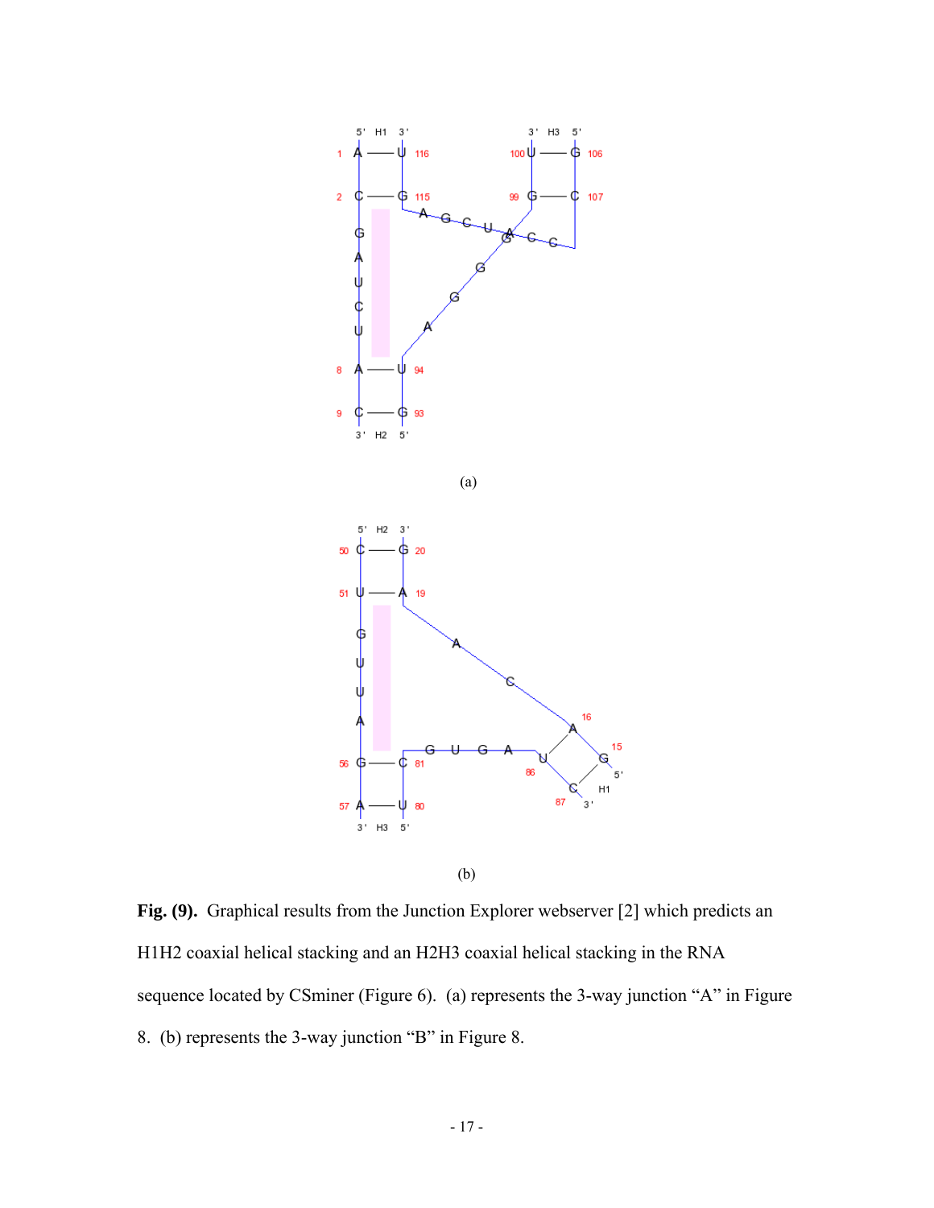(a)

(b)

**Fig. (9).** Graphical results from the Junction Explorer webserver [2] which predicts an H1H2 coaxial helical stacking and an H2H3 coaxial helical stacking in the RNA sequence located by CSminer (Figure 6). (a) represents the 3-way junction "A" in Figure 8. (b) represents the 3-way junction "B" in Figure 8.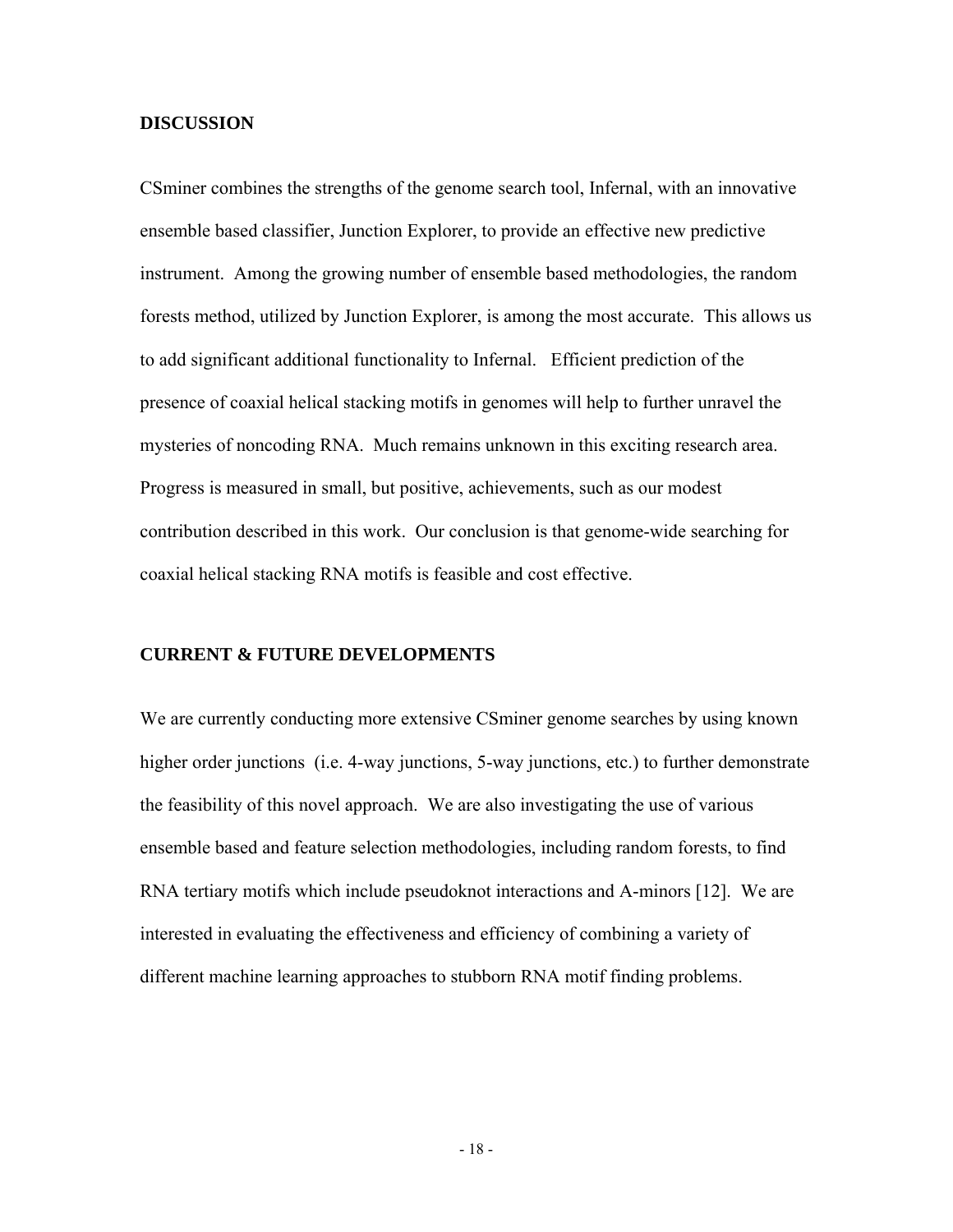## DISCUSSION

CSminer combines the strengths of the genome search tool, Infernal, with an innovative ensemble based classifier, Junction Explorer, to provide an effective new predictive instrument. Among the growing number of ensemble based methodologies, the random forests method, utilized by Junction Explorer, is among the most accurate. This allows us to add significant additional functionality to Infernal. Efficient prediction of the presence of coaxial helical stacking motifs in genomes will help to further unravel the mysteries of noncoding RNA. Much remains unknown in this exciting research area. Progress is measured in small, but positive, achievements, such as our modest contribution described in this work. Our conclusion is that genome-wide searching for coaxial helical stacking RNA motifs is feasible and cost effective.

## CURRENT & FUTURE DEVELOPMENTS

We are currently conducting more extensive CSminer genome searches by using known higher order junctions (i.e. 4-way junctions, 5-way junctions, etc.) to further demonstrate the feasibility of this novel approach. We are also investigating the use of various ensemble based and feature selection methodologies, including random forests, to find RNA tertiary motifs which include pseudoknot interactions and A-minors [12]. We are interested in evaluating the effectiveness and efficiency of combining a variety of different machine learning approaches to stubborn RNA motif finding problems.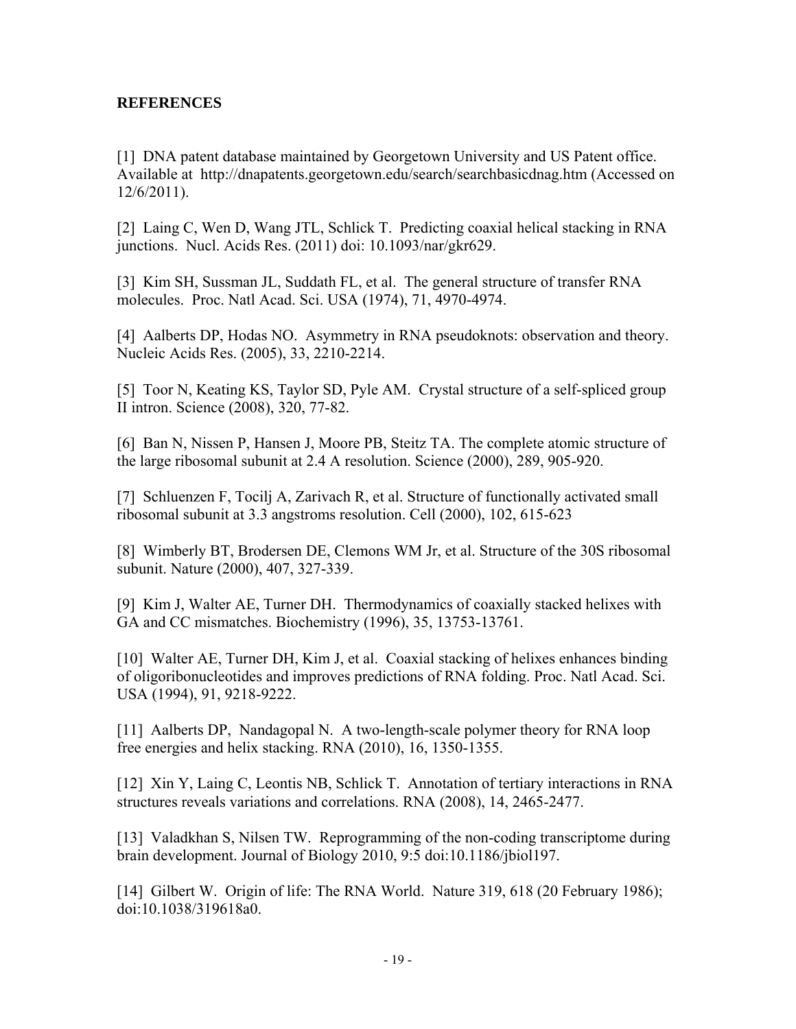**REFERENCES**

[1] DNA patent database maintained by Georgetown University and US Patent office. Available at http://dnapatents.georgetown.edu/search/searchbasicdnag.htm (Accessed on 12/6/2011).

[2] Laing C, Wen D, Wang JTL, Schlick T. Predicting coaxial helical stacking in RNA junctions. Nucl. Acids Res. (2011) doi: 10.1093/nar/gkr629.

[3] Kim SH, Sussman JL, Suddath FL, et al. The general structure of transfer RNA molecules. Proc. Natl Acad. Sci. USA (1974), 71, 4970-4974.

[4] Aalberts DP, Hodas NO. Asymmetry in RNA pseudoknots: observation and theory. Nucleic Acids Res. (2005), 33, 2210-2214.

[5] Toor N, Keating KS, Taylor SD, Pyle AM. Crystal structure of a self-spliced group II intron. Science (2008), 320, 77-82.

[6] Ban N, Nissen P, Hansen J, Moore PB, Steitz TA. The complete atomic structure of the large ribosomal subunit at 2.4 A resolution. Science (2000), 289, 905-920.

[7] Schluenzen F, Tocilj A, Zarivach R, et al. Structure of functionally activated small ribosomal subunit at 3.3 angstroms resolution. Cell (2000), 102, 615-623

[8] Wimberly BT, Brodersen DE, Clemons WM Jr, et al. Structure of the 30S ribosomal subunit. Nature (2000), 407, 327-339.

[9] Kim J, Walter AE, Turner DH. Thermodynamics of coaxially stacked helixes with GA and CC mismatches. Biochemistry (1996), 35, 13753-13761.

[10] Walter AE, Turner DH, Kim J, et al. Coaxial stacking of helixes enhances binding of oligoribonucleotides and improves predictions of RNA folding. Proc. Natl Acad. Sci. USA (1994), 91, 9218-9222.

[11] Aalberts DP, Nandagopal N. A two-length-scale polymer theory for RNA loop free energies and helix stacking. RNA (2010), 16, 1350-1355.

[12] Xin Y, Laing C, Leontis NB, Schlick T. Annotation of tertiary interactions in RNA structures reveals variations and correlations. RNA (2008), 14, 2465-2477.

[13] Valadkhan S, Nilsen TW. Reprogramming of the non-coding transcriptome during brain development. Journal of Biology 2010, 9:5 doi:10.1186/jbiol197.

[14] Gilbert W. Origin of life: The RNA World. Nature 319, 618 (20 February 1986); doi:10.1038/319618a0.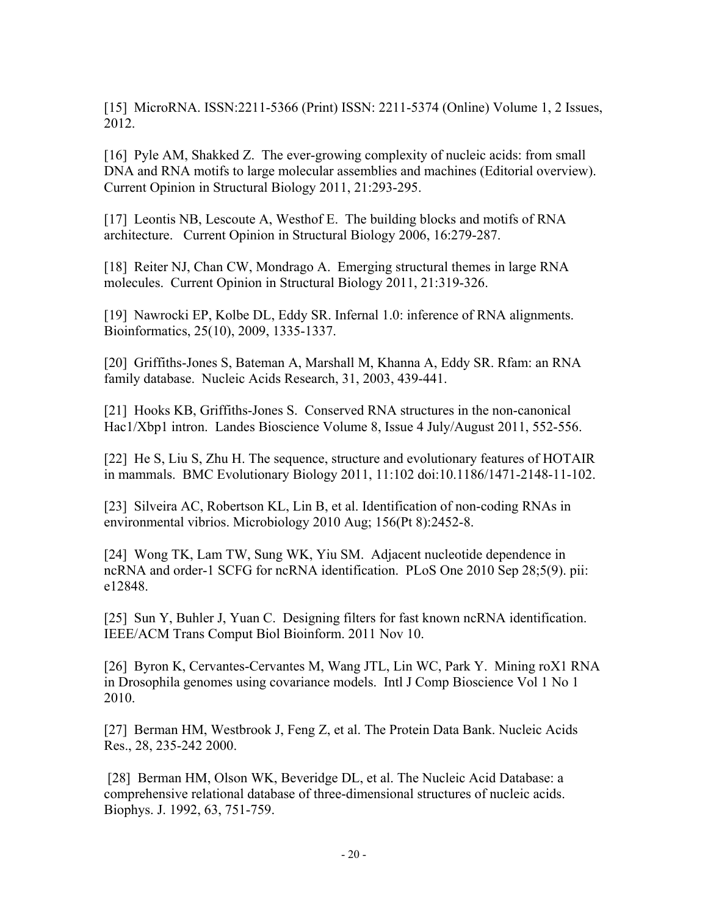[15] MicroRNA. ISSN:2211-5366 (Print) ISSN: 2211-5374 (Online) Volume 1, 2 Issues, 2012.

[16] Pyle AM, Shakked Z. The ever-growing complexity of nucleic acids: from small DNA and RNA motifs to large molecular assemblies and machines (Editorial overview). Current Opinion in Structural Biology 2011, 21:293-295.

[17] Leontis NB, Lescoute A, Westhof E. The building blocks and motifs of RNA architecture. Current Opinion in Structural Biology 2006, 16:279-287.

[18] Reiter NJ, Chan CW, Mondrago A. Emerging structural themes in large RNA molecules. Current Opinion in Structural Biology 2011, 21:319-326.

[19] Nawrocki EP, Kolbe DL, Eddy SR. Infernal 1.0: inference of RNA alignments. Bioinformatics, 25(10), 2009, 1335-1337.

[20] Griffiths-Jones S, Bateman A, Marshall M, Khanna A, Eddy SR. Rfam: an RNA family database. Nucleic Acids Research, 31, 2003, 439-441.

[21] Hooks KB, Griffiths-Jones S. Conserved RNA structures in the non-canonical Hac1/Xbp1 intron. Landes Bioscience Volume 8, Issue 4 July/August 2011, 552-556.

[22] He S, Liu S, Zhu H. The sequence, structure and evolutionary features of HOTAIR in mammals. BMC Evolutionary Biology 2011, 11:102 doi:10.1186/1471-2148-11-102.

[23] Silveira AC, Robertson KL, Lin B, et al. Identification of non-coding RNAs in environmental vibrios. Microbiology 2010 Aug; 156(Pt 8):2452-8.

[24] Wong TK, Lam TW, Sung WK, Yiu SM. Adjacent nucleotide dependence in ncRNA and order-1 SCFG for ncRNA identification. PLoS One 2010 Sep 28;5(9). pii: e12848.

[25] Sun Y, Buhler J, Yuan C. Designing filters for fast known ncRNA identification. IEEE/ACM Trans Comput Biol Bioinform. 2011 Nov 10.

[26] Byron K, Cervantes-Cervantes M, Wang JTL, Lin WC, Park Y. Mining roX1 RNA in Drosophila genomes using covariance models. Intl J Comp Bioscience Vol 1 No 1 2010.

[27] Berman HM, Westbrook J, Feng Z, et al. The Protein Data Bank. Nucleic Acids Res., 28, 235-242 2000.

[28] Berman HM, Olson WK, Beveridge DL, et al. The Nucleic Acid Database: a comprehensive relational database of three-dimensional structures of nucleic acids. Biophys. J. 1992, 63, 751-759.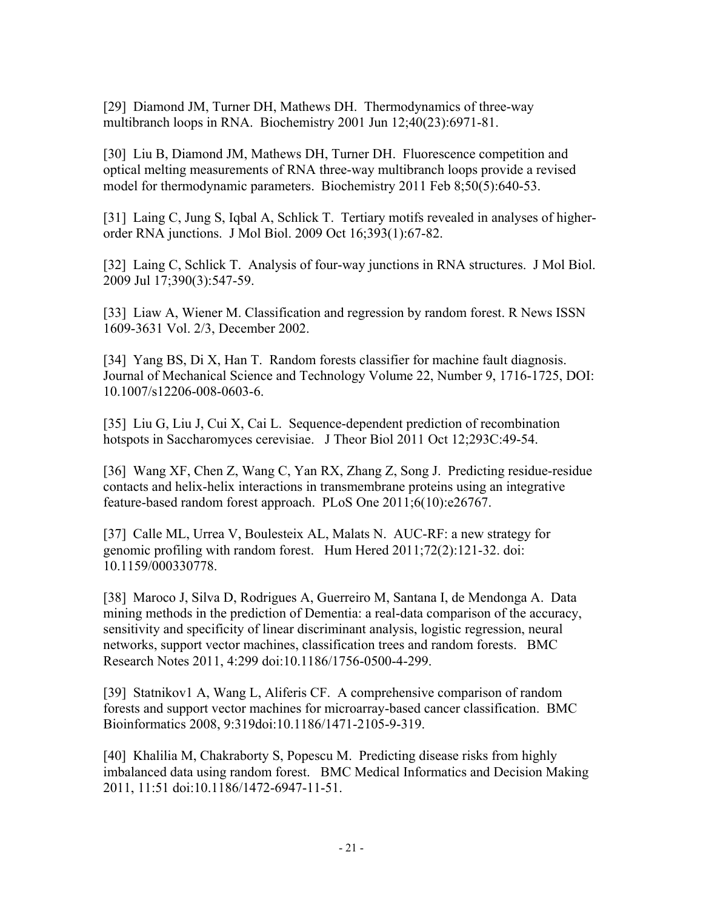[29] Diamond JM, Turner DH, Mathews DH. Thermodynamics of three-way multibranch loops in RNA. Biochemistry 2001 Jun 12;40(23):6971-81.

[30] Liu B, Diamond JM, Mathews DH, Turner DH. Fluorescence competition and optical melting measurements of RNA three-way multibranch loops provide a revised model for thermodynamic parameters. Biochemistry 2011 Feb 8;50(5):640-53.

[31] Laing C, Jung S, Iqbal A, Schlick T. Tertiary motifs revealed in analyses of higher-order RNA junctions. J Mol Biol. 2009 Oct 16;393(1):67-82.

[32] Laing C, Schlick T. Analysis of four-way junctions in RNA structures. J Mol Biol. 2009 Jul 17;390(3):547-59.

[33] Liaw A, Wiener M. Classification and regression by random forest. R News ISSN 1609-3631 Vol. 2/3, December 2002.

[34] Yang BS, Di X, Han T. Random forests classifier for machine fault diagnosis. Journal of Mechanical Science and Technology Volume 22, Number 9, 1716-1725, DOI: 10.1007/s12206-008-0603-6.

[35] Liu G, Liu J, Cui X, Cai L. Sequence-dependent prediction of recombination hotspots in Saccharomyces cerevisiae. J Theor Biol 2011 Oct 12;293C:49-54.

[36] Wang XF, Chen Z, Wang C, Yan RX, Zhang Z, Song J. Predicting residue-residue contacts and helix-helix interactions in transmembrane proteins using an integrative feature-based random forest approach. PLoS One 2011;6(10):e26767.

[37] Calle ML, Urrea V, Boulesteix AL, Malats N. AUC-RF: a new strategy for genomic profiling with random forest. Hum Hered 2011;72(2):121-32. doi: 10.1159/000330778.

[38] Maroco J, Silva D, Rodrigues A, Guerreiro M, Santana I, de Mendonga A. Data mining methods in the prediction of Dementia: a real-data comparison of the accuracy, sensitivity and specificity of linear discriminant analysis, logistic regression, neural networks, support vector machines, classification trees and random forests. BMC Research Notes 2011, 4:299 doi:10.1186/1756-0500-4-299.

[39] Statnikov1 A, Wang L, Aliferis CF. A comprehensive comparison of random forests and support vector machines for microarray-based cancer classification. BMC Bioinformatics 2008, 9:319doi:10.1186/1471-2105-9-319.

[40] Khalilia M, Chakraborty S, Popescu M. Predicting disease risks from highly imbalanced data using random forest. BMC Medical Informatics and Decision Making 2011, 11:51 doi:10.1186/1472-6947-11-51.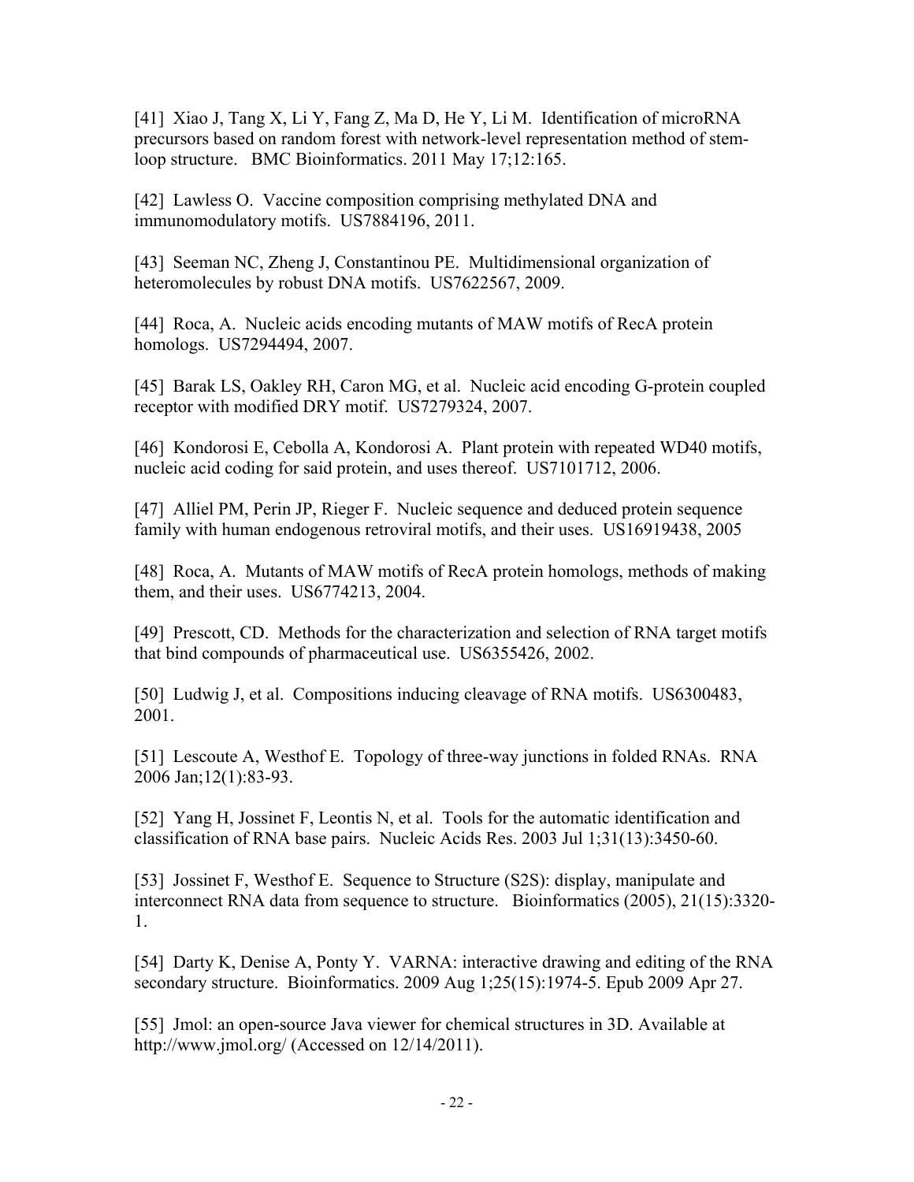[41] Xiao J, Tang X, Li Y, Fang Z, Ma D, He Y, Li M. Identification of microRNA precursors based on random forest with network-level representation method of stem-loop structure. BMC Bioinformatics. 2011 May 17;12:165.

[42] Lawless O. Vaccine composition comprising methylated DNA and immunomodulatory motifs. US7884196, 2011.

[43] Seeman NC, Zheng J, Constantinou PE. Multidimensional organization of heteromolecules by robust DNA motifs. US7622567, 2009.

[44] Roca, A. Nucleic acids encoding mutants of MAW motifs of RecA protein homologs. US7294494, 2007.

[45] Barak LS, Oakley RH, Caron MG, et al. Nucleic acid encoding G-protein coupled receptor with modified DRY motif. US7279324, 2007.

[46] Kondorosi E, Cebolla A, Kondorosi A. Plant protein with repeated WD40 motifs, nucleic acid coding for said protein, and uses thereof. US7101712, 2006.

[47] Alliel PM, Perin JP, Rieger F. Nucleic sequence and deduced protein sequence family with human endogenous retroviral motifs, and their uses. US16919438, 2005

[48] Roca, A. Mutants of MAW motifs of RecA protein homologs, methods of making them, and their uses. US6774213, 2004.

[49] Prescott, CD. Methods for the characterization and selection of RNA target motifs that bind compounds of pharmaceutical use. US6355426, 2002.

[50] Ludwig J, et al. Compositions inducing cleavage of RNA motifs. US6300483, 2001.

[51] Lescoute A, Westhof E. Topology of three-way junctions in folded RNAs. RNA 2006 Jan;12(1):83-93.

[52] Yang H, Jossinet F, Leontis N, et al. Tools for the automatic identification and classification of RNA base pairs. Nucleic Acids Res. 2003 Jul 1;31(13):3450-60.

[53] Jossinet F, Westhof E. Sequence to Structure (S2S): display, manipulate and interconnect RNA data from sequence to structure. Bioinformatics (2005), 21(15):3320-1.

[54] Darty K, Denise A, Ponty Y. VARNA: interactive drawing and editing of the RNA secondary structure. Bioinformatics. 2009 Aug 1;25(15):1974-5. Epub 2009 Apr 27.

[55] Jmol: an open-source Java viewer for chemical structures in 3D. Available at http://www.jmol.org/ (Accessed on 12/14/2011).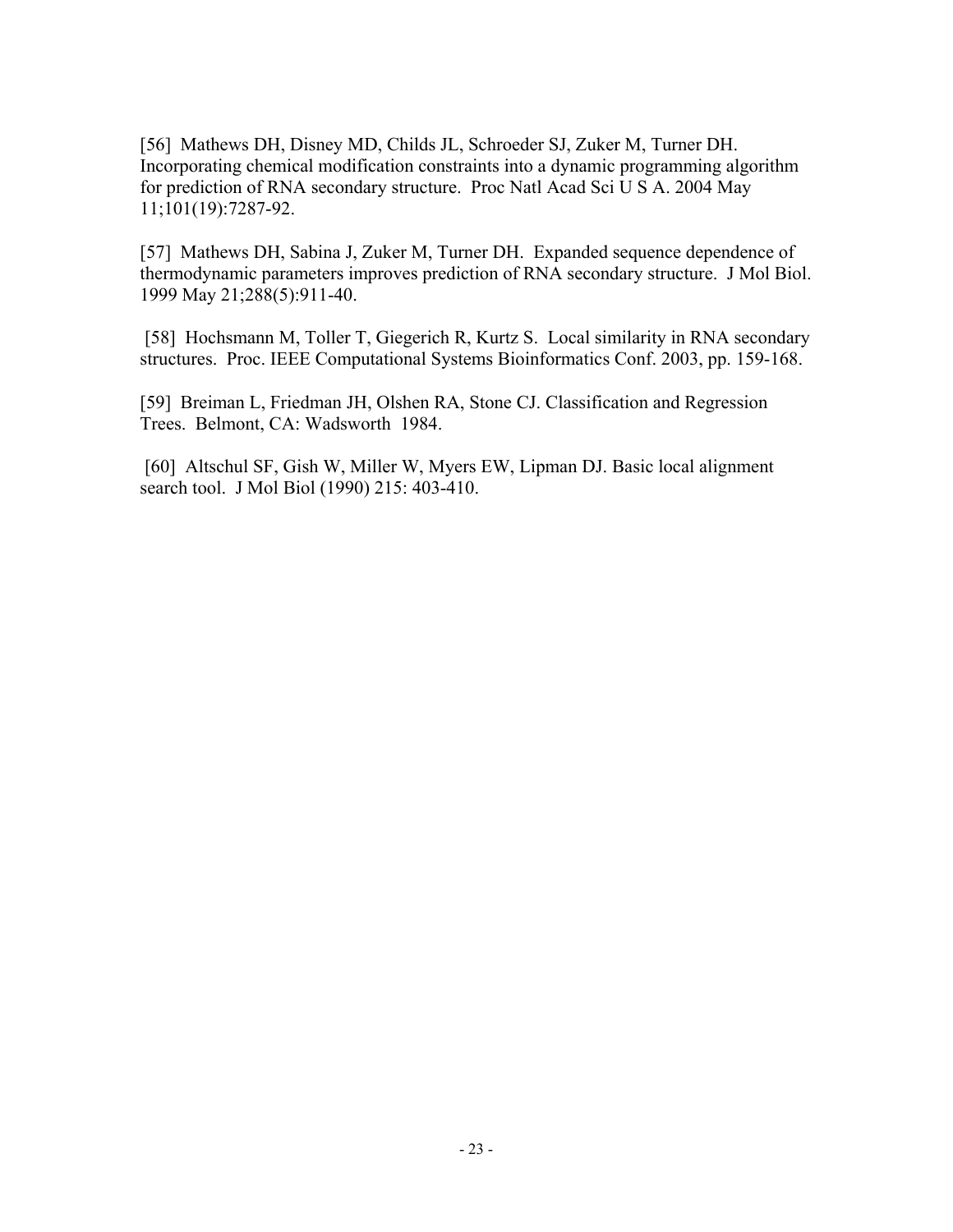[56] Mathews DH, Disney MD, Childs JL, Schroeder SJ, Zuker M, Turner DH. Incorporating chemical modification constraints into a dynamic programming algorithm for prediction of RNA secondary structure. Proc Natl Acad Sci U S A. 2004 May 11;101(19):7287-92.

[57] Mathews DH, Sabina J, Zuker M, Turner DH. Expanded sequence dependence of thermodynamic parameters improves prediction of RNA secondary structure. J Mol Biol. 1999 May 21;288(5):911-40.

[58] Hochsmann M, Toller T, Giegerich R, Kurtz S. Local similarity in RNA secondary structures. Proc. IEEE Computational Systems Bioinformatics Conf. 2003, pp. 159-168.

[59] Breiman L, Friedman JH, Olshen RA, Stone CJ. Classification and Regression Trees. Belmont, CA: Wadsworth 1984.

[60] Altschul SF, Gish W, Miller W, Myers EW, Lipman DJ. Basic local alignment search tool. J Mol Biol (1990) 215: 403-410.